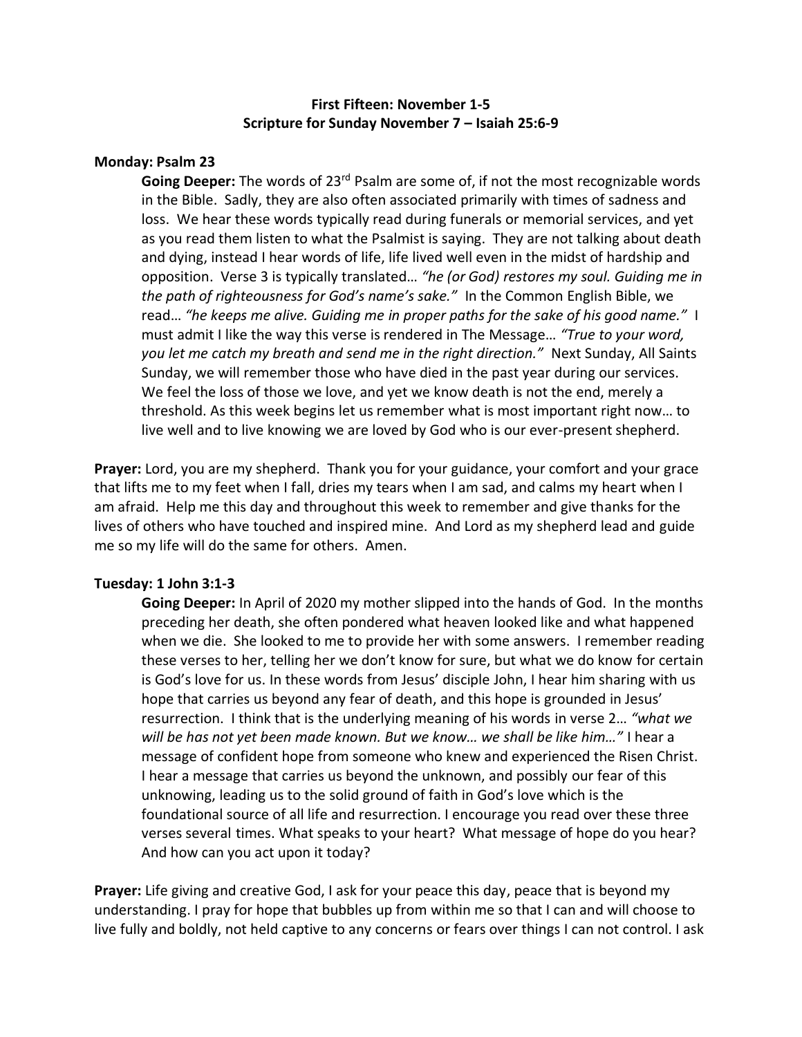**First Fifteen: November 1-5**
**Scripture for Sunday November 7 – Isaiah 25:6-9**

**Monday: Psalm 23**

**Going Deeper:** The words of 23rd Psalm are some of, if not the most recognizable words in the Bible. Sadly, they are also often associated primarily with times of sadness and loss. We hear these words typically read during funerals or memorial services, and yet as you read them listen to what the Psalmist is saying. They are not talking about death and dying, instead I hear words of life, life lived well even in the midst of hardship and opposition. Verse 3 is typically translated… *"he (or God) restores my soul. Guiding me in the path of righteousness for God's name's sake."* In the Common English Bible, we read… *"he keeps me alive. Guiding me in proper paths for the sake of his good name."* I must admit I like the way this verse is rendered in The Message… *"True to your word, you let me catch my breath and send me in the right direction."* Next Sunday, All Saints Sunday, we will remember those who have died in the past year during our services. We feel the loss of those we love, and yet we know death is not the end, merely a threshold. As this week begins let us remember what is most important right now… to live well and to live knowing we are loved by God who is our ever-present shepherd.

**Prayer:** Lord, you are my shepherd. Thank you for your guidance, your comfort and your grace that lifts me to my feet when I fall, dries my tears when I am sad, and calms my heart when I am afraid. Help me this day and throughout this week to remember and give thanks for the lives of others who have touched and inspired mine. And Lord as my shepherd lead and guide me so my life will do the same for others. Amen.

**Tuesday: 1 John 3:1-3**

**Going Deeper:** In April of 2020 my mother slipped into the hands of God. In the months preceding her death, she often pondered what heaven looked like and what happened when we die. She looked to me to provide her with some answers. I remember reading these verses to her, telling her we don't know for sure, but what we do know for certain is God's love for us. In these words from Jesus' disciple John, I hear him sharing with us hope that carries us beyond any fear of death, and this hope is grounded in Jesus' resurrection. I think that is the underlying meaning of his words in verse 2… *"what we will be has not yet been made known. But we know… we shall be like him…"* I hear a message of confident hope from someone who knew and experienced the Risen Christ. I hear a message that carries us beyond the unknown, and possibly our fear of this unknowing, leading us to the solid ground of faith in God's love which is the foundational source of all life and resurrection. I encourage you read over these three verses several times. What speaks to your heart? What message of hope do you hear? And how can you act upon it today?

**Prayer:** Life giving and creative God, I ask for your peace this day, peace that is beyond my understanding. I pray for hope that bubbles up from within me so that I can and will choose to live fully and boldly, not held captive to any concerns or fears over things I can not control. I ask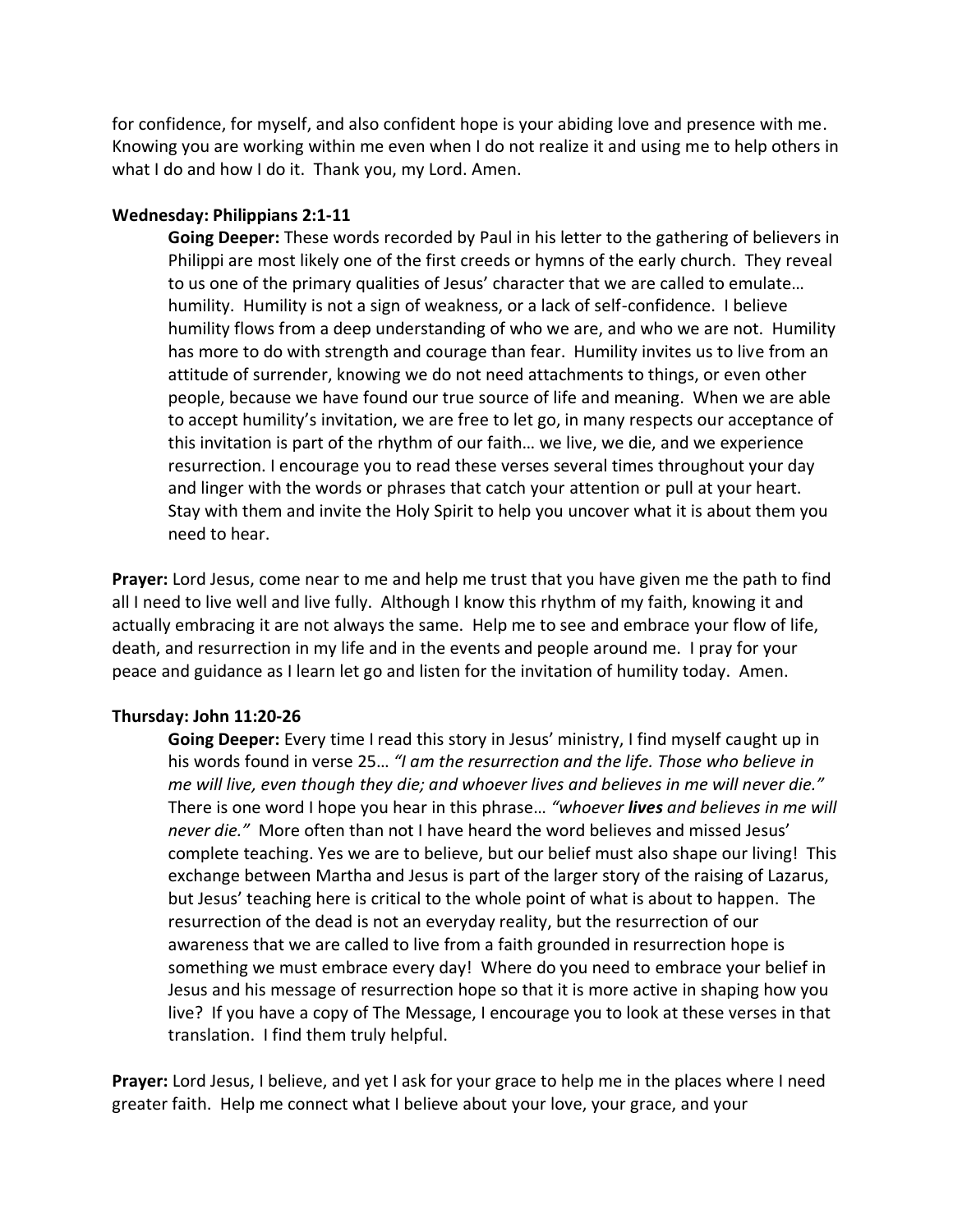for confidence, for myself, and also confident hope is your abiding love and presence with me. Knowing you are working within me even when I do not realize it and using me to help others in what I do and how I do it. Thank you, my Lord. Amen.

**Wednesday: Philippians 2:1-11**

**Going Deeper:** These words recorded by Paul in his letter to the gathering of believers in Philippi are most likely one of the first creeds or hymns of the early church. They reveal to us one of the primary qualities of Jesus' character that we are called to emulate… humility. Humility is not a sign of weakness, or a lack of self-confidence. I believe humility flows from a deep understanding of who we are, and who we are not. Humility has more to do with strength and courage than fear. Humility invites us to live from an attitude of surrender, knowing we do not need attachments to things, or even other people, because we have found our true source of life and meaning. When we are able to accept humility's invitation, we are free to let go, in many respects our acceptance of this invitation is part of the rhythm of our faith… we live, we die, and we experience resurrection. I encourage you to read these verses several times throughout your day and linger with the words or phrases that catch your attention or pull at your heart. Stay with them and invite the Holy Spirit to help you uncover what it is about them you need to hear.

**Prayer:** Lord Jesus, come near to me and help me trust that you have given me the path to find all I need to live well and live fully. Although I know this rhythm of my faith, knowing it and actually embracing it are not always the same. Help me to see and embrace your flow of life, death, and resurrection in my life and in the events and people around me. I pray for your peace and guidance as I learn let go and listen for the invitation of humility today. Amen.

**Thursday: John 11:20-26**

**Going Deeper:** Every time I read this story in Jesus' ministry, I find myself caught up in his words found in verse 25… *"I am the resurrection and the life. Those who believe in me will live, even though they die; and whoever lives and believes in me will never die."* There is one word I hope you hear in this phrase… *"whoever **lives** and believes in me will never die."* More often than not I have heard the word believes and missed Jesus' complete teaching. Yes we are to believe, but our belief must also shape our living! This exchange between Martha and Jesus is part of the larger story of the raising of Lazarus, but Jesus' teaching here is critical to the whole point of what is about to happen. The resurrection of the dead is not an everyday reality, but the resurrection of our awareness that we are called to live from a faith grounded in resurrection hope is something we must embrace every day! Where do you need to embrace your belief in Jesus and his message of resurrection hope so that it is more active in shaping how you live? If you have a copy of The Message, I encourage you to look at these verses in that translation. I find them truly helpful.

**Prayer:** Lord Jesus, I believe, and yet I ask for your grace to help me in the places where I need greater faith. Help me connect what I believe about your love, your grace, and your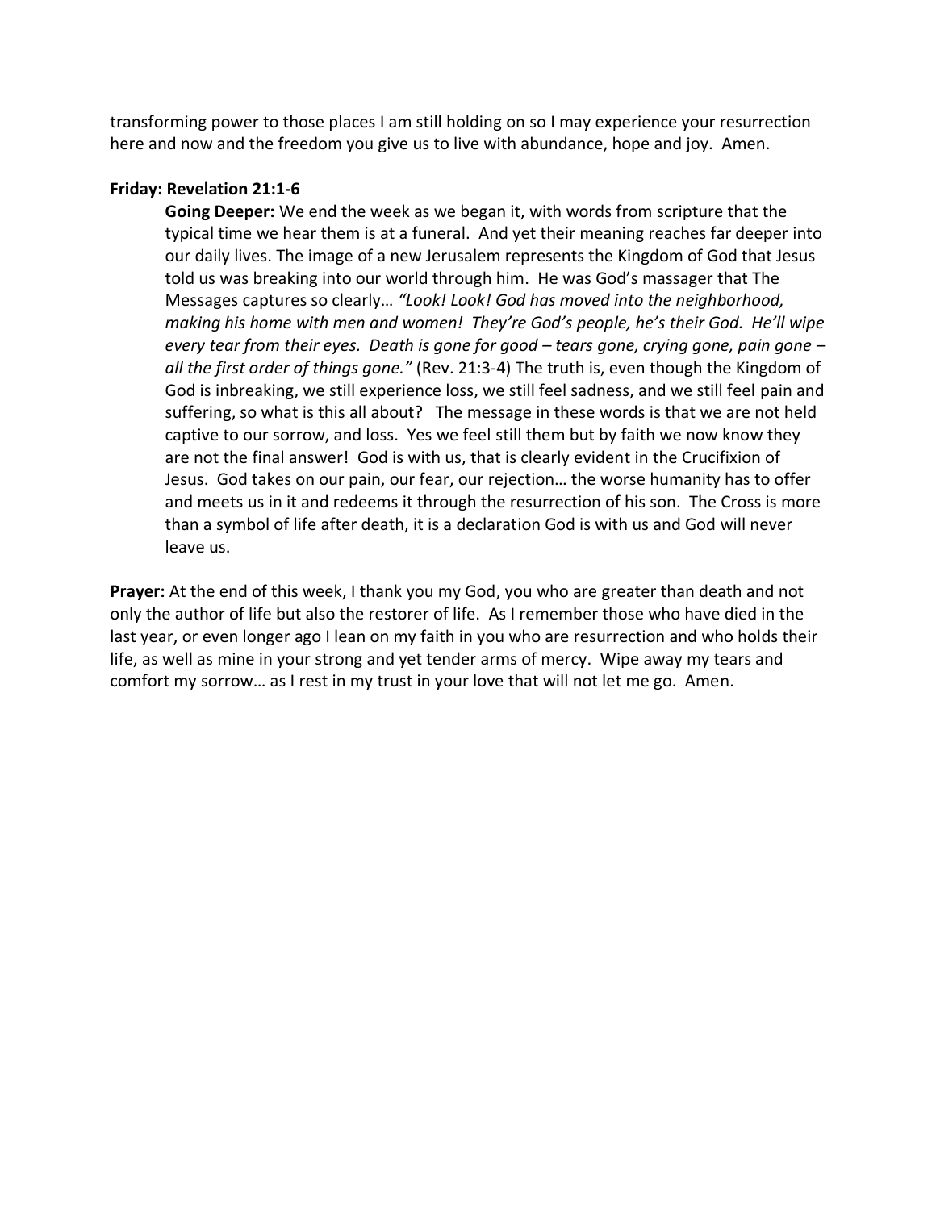transforming power to those places I am still holding on so I may experience your resurrection here and now and the freedom you give us to live with abundance, hope and joy. Amen.

**Friday: Revelation 21:1-6**

**Going Deeper:** We end the week as we began it, with words from scripture that the typical time we hear them is at a funeral. And yet their meaning reaches far deeper into our daily lives. The image of a new Jerusalem represents the Kingdom of God that Jesus told us was breaking into our world through him. He was God's massager that The Messages captures so clearly… *"Look! Look! God has moved into the neighborhood, making his home with men and women! They're God's people, he's their God. He'll wipe every tear from their eyes. Death is gone for good – tears gone, crying gone, pain gone – all the first order of things gone."* (Rev. 21:3-4) The truth is, even though the Kingdom of God is inbreaking, we still experience loss, we still feel sadness, and we still feel pain and suffering, so what is this all about? The message in these words is that we are not held captive to our sorrow, and loss. Yes we feel still them but by faith we now know they are not the final answer! God is with us, that is clearly evident in the Crucifixion of Jesus. God takes on our pain, our fear, our rejection… the worse humanity has to offer and meets us in it and redeems it through the resurrection of his son. The Cross is more than a symbol of life after death, it is a declaration God is with us and God will never leave us.

**Prayer:** At the end of this week, I thank you my God, you who are greater than death and not only the author of life but also the restorer of life. As I remember those who have died in the last year, or even longer ago I lean on my faith in you who are resurrection and who holds their life, as well as mine in your strong and yet tender arms of mercy. Wipe away my tears and comfort my sorrow… as I rest in my trust in your love that will not let me go. Amen.